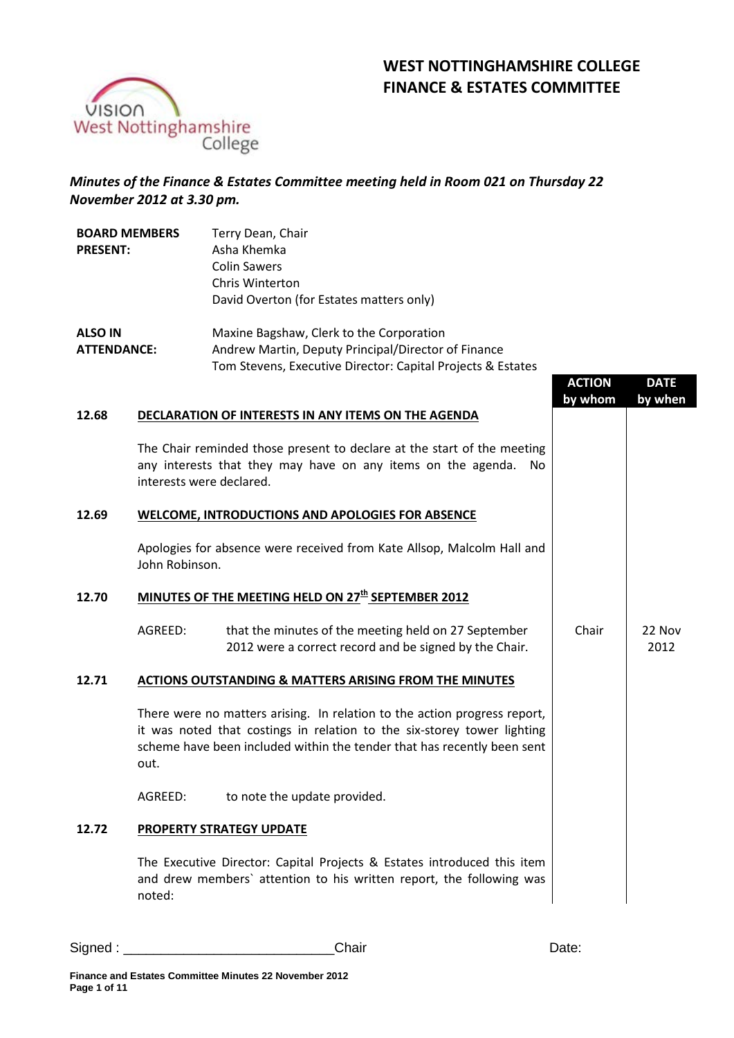# WEST NOTTINGHAMSHIRE COLLEGE
# FINANCE & ESTATES COMMITTEE

***Minutes of the Finance & Estates Committee meeting held in Room 021 on Thursday 22 November 2012 at 3.30 pm.***

| | |
|---|---|
| **BOARD MEMBERS PRESENT:** | Terry Dean, Chair<br>Asha Khemka<br>Colin Sawers<br>Chris Winterton<br>David Overton (for Estates matters only) |
| **ALSO IN ATTENDANCE:** | Maxine Bagshaw, Clerk to the Corporation<br>Andrew Martin, Deputy Principal/Director of Finance<br>Tom Stevens, Executive Director: Capital Projects & Estates |

| | | ACTION by whom | DATE by when |
|---|---|---|---|
| **12.68** | **DECLARATION OF INTERESTS IN ANY ITEMS ON THE AGENDA** | | |
| | The Chair reminded those present to declare at the start of the meeting any interests that they may have on any items on the agenda. No interests were declared. | | |
| **12.69** | **WELCOME, INTRODUCTIONS AND APOLOGIES FOR ABSENCE** | | |
| | Apologies for absence were received from Kate Allsop, Malcolm Hall and John Robinson. | | |
| **12.70** | **MINUTES OF THE MEETING HELD ON 27th SEPTEMBER 2012** | | |
| | AGREED: that the minutes of the meeting held on 27 September 2012 were a correct record and be signed by the Chair. | Chair | 22 Nov 2012 |
| **12.71** | **ACTIONS OUTSTANDING & MATTERS ARISING FROM THE MINUTES** | | |
| | There were no matters arising. In relation to the action progress report, it was noted that costings in relation to the six-storey tower lighting scheme have been included within the tender that has recently been sent out. | | |
| | AGREED: to note the update provided. | | |
| **12.72** | **PROPERTY STRATEGY UPDATE** | | |
| | The Executive Director: Capital Projects & Estates introduced this item and drew members` attention to his written report, the following was noted: | | |

Signed : ____________________________Chair Date: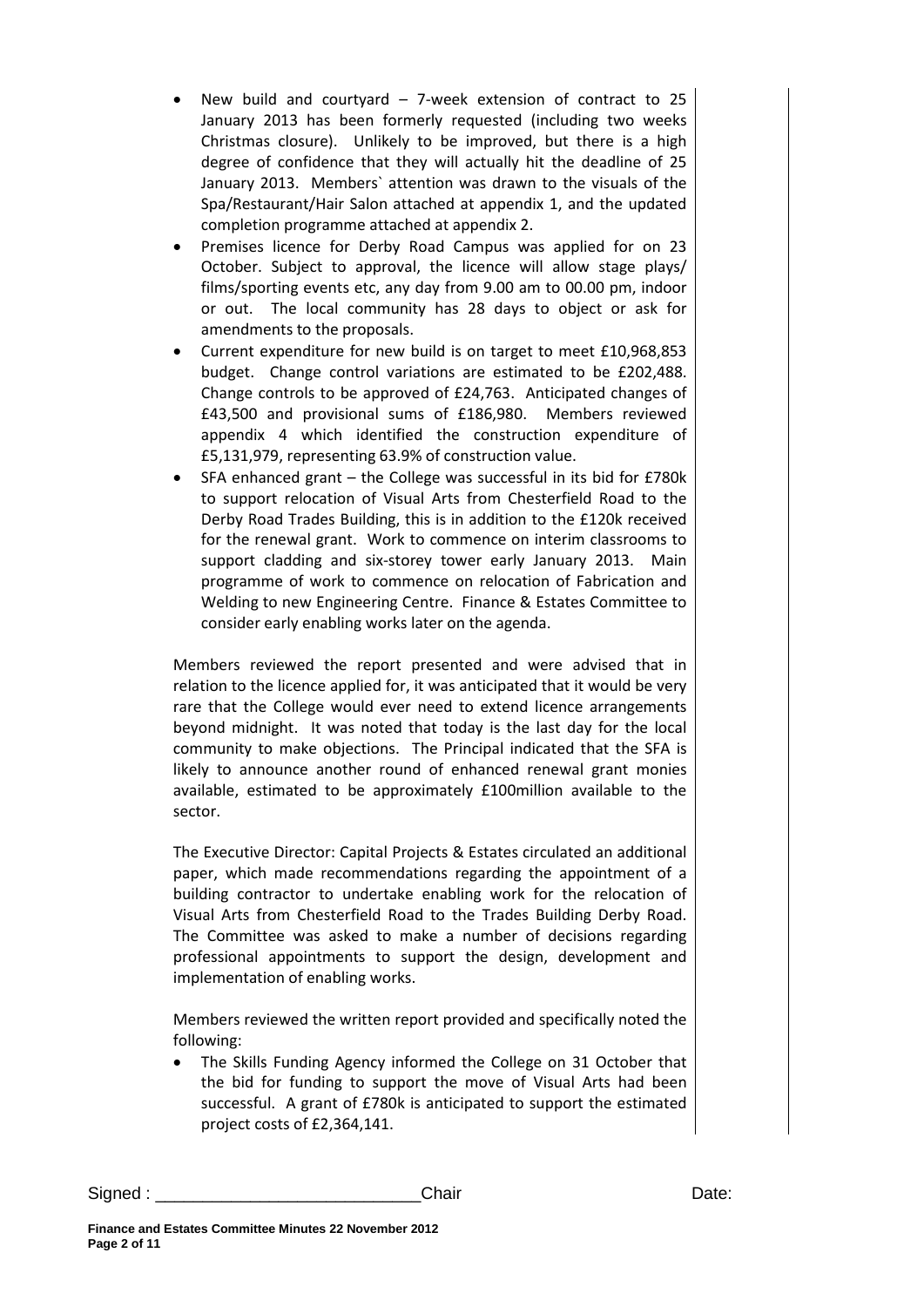- New build and courtyard – 7-week extension of contract to 25 January 2013 has been formerly requested (including two weeks Christmas closure). Unlikely to be improved, but there is a high degree of confidence that they will actually hit the deadline of 25 January 2013. Members` attention was drawn to the visuals of the Spa/Restaurant/Hair Salon attached at appendix 1, and the updated completion programme attached at appendix 2.
- Premises licence for Derby Road Campus was applied for on 23 October. Subject to approval, the licence will allow stage plays/ films/sporting events etc, any day from 9.00 am to 00.00 pm, indoor or out. The local community has 28 days to object or ask for amendments to the proposals.
- Current expenditure for new build is on target to meet £10,968,853 budget. Change control variations are estimated to be £202,488. Change controls to be approved of £24,763. Anticipated changes of £43,500 and provisional sums of £186,980. Members reviewed appendix 4 which identified the construction expenditure of £5,131,979, representing 63.9% of construction value.
- SFA enhanced grant – the College was successful in its bid for £780k to support relocation of Visual Arts from Chesterfield Road to the Derby Road Trades Building, this is in addition to the £120k received for the renewal grant. Work to commence on interim classrooms to support cladding and six-storey tower early January 2013. Main programme of work to commence on relocation of Fabrication and Welding to new Engineering Centre. Finance & Estates Committee to consider early enabling works later on the agenda.

Members reviewed the report presented and were advised that in relation to the licence applied for, it was anticipated that it would be very rare that the College would ever need to extend licence arrangements beyond midnight. It was noted that today is the last day for the local community to make objections. The Principal indicated that the SFA is likely to announce another round of enhanced renewal grant monies available, estimated to be approximately £100million available to the sector.

The Executive Director: Capital Projects & Estates circulated an additional paper, which made recommendations regarding the appointment of a building contractor to undertake enabling work for the relocation of Visual Arts from Chesterfield Road to the Trades Building Derby Road. The Committee was asked to make a number of decisions regarding professional appointments to support the design, development and implementation of enabling works.

Members reviewed the written report provided and specifically noted the following:

- The Skills Funding Agency informed the College on 31 October that the bid for funding to support the move of Visual Arts had been successful. A grant of £780k is anticipated to support the estimated project costs of £2,364,141.

Signed : ____________________________Chair Date: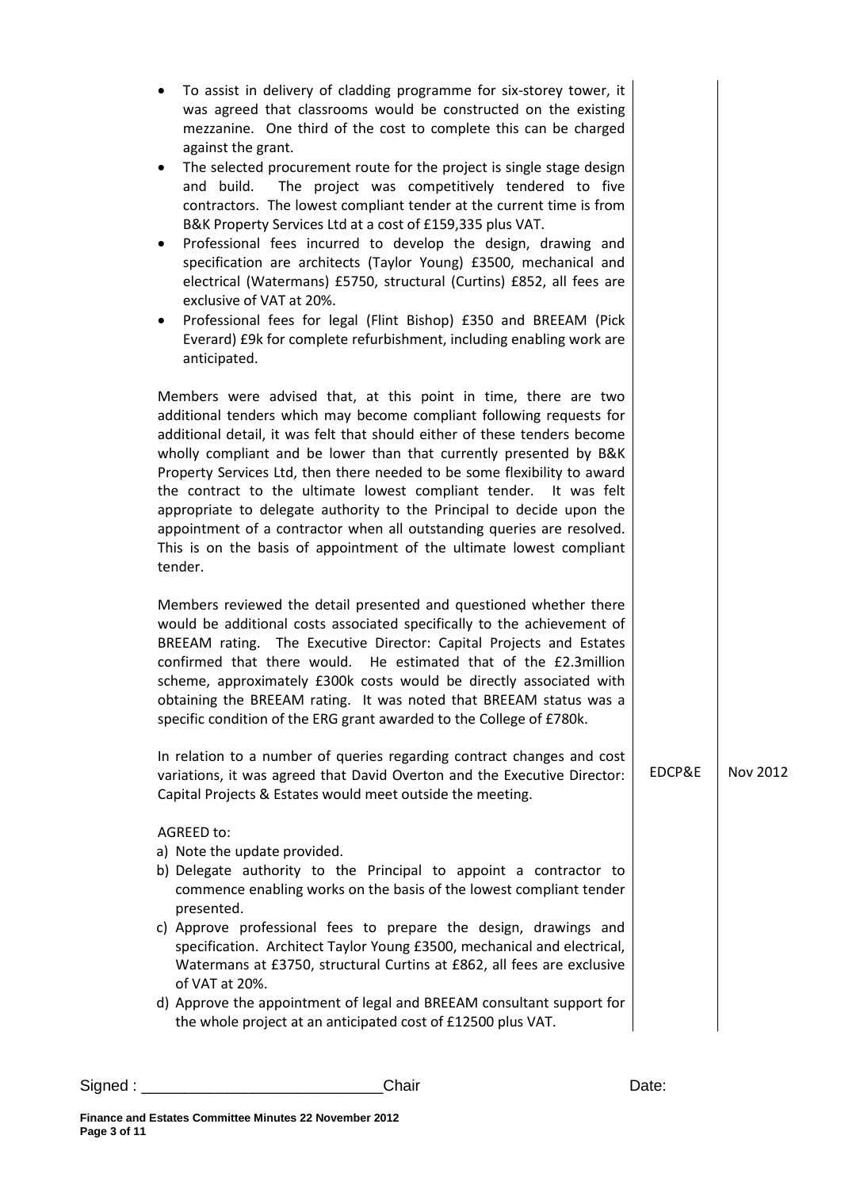| | | |
|---|---|---|
| • To assist in delivery of cladding programme for six-storey tower, it was agreed that classrooms would be constructed on the existing mezzanine. One third of the cost to complete this can be charged against the grant.<br>• The selected procurement route for the project is single stage design and build. The project was competitively tendered to five contractors. The lowest compliant tender at the current time is from B&K Property Services Ltd at a cost of £159,335 plus VAT.<br>• Professional fees incurred to develop the design, drawing and specification are architects (Taylor Young) £3500, mechanical and electrical (Watermans) £5750, structural (Curtins) £852, all fees are exclusive of VAT at 20%.<br>• Professional fees for legal (Flint Bishop) £350 and BREEAM (Pick Everard) £9k for complete refurbishment, including enabling work are anticipated. | | |
| Members were advised that, at this point in time, there are two additional tenders which may become compliant following requests for additional detail, it was felt that should either of these tenders become wholly compliant and be lower than that currently presented by B&K Property Services Ltd, then there needed to be some flexibility to award the contract to the ultimate lowest compliant tender. It was felt appropriate to delegate authority to the Principal to decide upon the appointment of a contractor when all outstanding queries are resolved. This is on the basis of appointment of the ultimate lowest compliant tender. | | |
| Members reviewed the detail presented and questioned whether there would be additional costs associated specifically to the achievement of BREEAM rating. The Executive Director: Capital Projects and Estates confirmed that there would. He estimated that of the £2.3million scheme, approximately £300k costs would be directly associated with obtaining the BREEAM rating. It was noted that BREEAM status was a specific condition of the ERG grant awarded to the College of £780k. | | |
| In relation to a number of queries regarding contract changes and cost variations, it was agreed that David Overton and the Executive Director: Capital Projects & Estates would meet outside the meeting. | EDCP&E | Nov 2012 |
| AGREED to:<br>a) Note the update provided.<br>b) Delegate authority to the Principal to appoint a contractor to commence enabling works on the basis of the lowest compliant tender presented.<br>c) Approve professional fees to prepare the design, drawings and specification. Architect Taylor Young £3500, mechanical and electrical, Watermans at £3750, structural Curtins at £862, all fees are exclusive of VAT at 20%.<br>d) Approve the appointment of legal and BREEAM consultant support for the whole project at an anticipated cost of £12500 plus VAT. | | |

Signed : ___________________________Chair Date: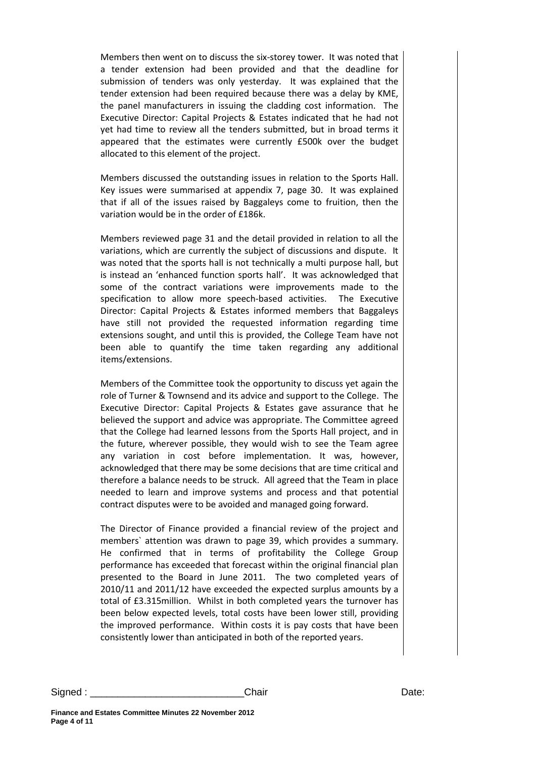Members then went on to discuss the six-storey tower. It was noted that a tender extension had been provided and that the deadline for submission of tenders was only yesterday. It was explained that the tender extension had been required because there was a delay by KME, the panel manufacturers in issuing the cladding cost information. The Executive Director: Capital Projects & Estates indicated that he had not yet had time to review all the tenders submitted, but in broad terms it appeared that the estimates were currently £500k over the budget allocated to this element of the project.

Members discussed the outstanding issues in relation to the Sports Hall. Key issues were summarised at appendix 7, page 30. It was explained that if all of the issues raised by Baggaleys come to fruition, then the variation would be in the order of £186k.

Members reviewed page 31 and the detail provided in relation to all the variations, which are currently the subject of discussions and dispute. It was noted that the sports hall is not technically a multi purpose hall, but is instead an 'enhanced function sports hall'. It was acknowledged that some of the contract variations were improvements made to the specification to allow more speech-based activities. The Executive Director: Capital Projects & Estates informed members that Baggaleys have still not provided the requested information regarding time extensions sought, and until this is provided, the College Team have not been able to quantify the time taken regarding any additional items/extensions.

Members of the Committee took the opportunity to discuss yet again the role of Turner & Townsend and its advice and support to the College. The Executive Director: Capital Projects & Estates gave assurance that he believed the support and advice was appropriate. The Committee agreed that the College had learned lessons from the Sports Hall project, and in the future, wherever possible, they would wish to see the Team agree any variation in cost before implementation. It was, however, acknowledged that there may be some decisions that are time critical and therefore a balance needs to be struck. All agreed that the Team in place needed to learn and improve systems and process and that potential contract disputes were to be avoided and managed going forward.

The Director of Finance provided a financial review of the project and members` attention was drawn to page 39, which provides a summary. He confirmed that in terms of profitability the College Group performance has exceeded that forecast within the original financial plan presented to the Board in June 2011. The two completed years of 2010/11 and 2011/12 have exceeded the expected surplus amounts by a total of £3.315million. Whilst in both completed years the turnover has been below expected levels, total costs have been lower still, providing the improved performance. Within costs it is pay costs that have been consistently lower than anticipated in both of the reported years.

Signed : ___________________________Chair Date: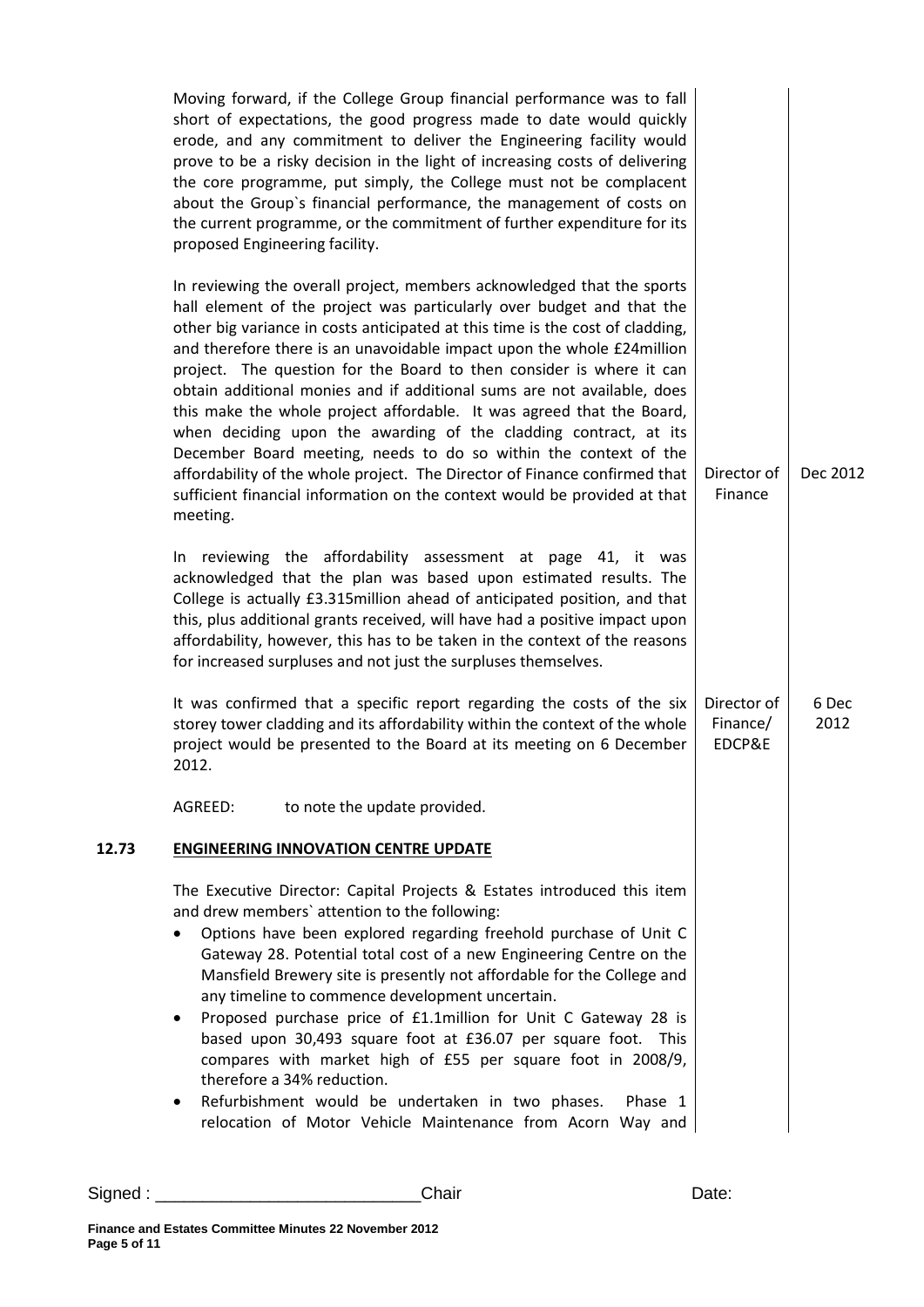| | | | |
|---|---|---|---|
| | Moving forward, if the College Group financial performance was to fall short of expectations, the good progress made to date would quickly erode, and any commitment to deliver the Engineering facility would prove to be a risky decision in the light of increasing costs of delivering the core programme, put simply, the College must not be complacent about the Group`s financial performance, the management of costs on the current programme, or the commitment of further expenditure for its proposed Engineering facility. | | |
| | In reviewing the overall project, members acknowledged that the sports hall element of the project was particularly over budget and that the other big variance in costs anticipated at this time is the cost of cladding, and therefore there is an unavoidable impact upon the whole £24million project. The question for the Board to then consider is where it can obtain additional monies and if additional sums are not available, does this make the whole project affordable. It was agreed that the Board, when deciding upon the awarding of the cladding contract, at its December Board meeting, needs to do so within the context of the affordability of the whole project. The Director of Finance confirmed that sufficient financial information on the context would be provided at that meeting. | Director of Finance | Dec 2012 |
| | In reviewing the affordability assessment at page 41, it was acknowledged that the plan was based upon estimated results. The College is actually £3.315million ahead of anticipated position, and that this, plus additional grants received, will have had a positive impact upon affordability, however, this has to be taken in the context of the reasons for increased surpluses and not just the surpluses themselves. | | |
| | It was confirmed that a specific report regarding the costs of the six storey tower cladding and its affordability within the context of the whole project would be presented to the Board at its meeting on 6 December 2012. | Director of Finance/ EDCP&E | 6 Dec 2012 |
| | AGREED: to note the update provided. | | |
| **12.73** | **ENGINEERING INNOVATION CENTRE UPDATE** | | |
| | The Executive Director: Capital Projects & Estates introduced this item and drew members` attention to the following:<br>• Options have been explored regarding freehold purchase of Unit C Gateway 28. Potential total cost of a new Engineering Centre on the Mansfield Brewery site is presently not affordable for the College and any timeline to commence development uncertain.<br>• Proposed purchase price of £1.1million for Unit C Gateway 28 is based upon 30,493 square foot at £36.07 per square foot. This compares with market high of £55 per square foot in 2008/9, therefore a 34% reduction.<br>• Refurbishment would be undertaken in two phases. Phase 1 relocation of Motor Vehicle Maintenance from Acorn Way and | | |

Signed : ___________________________Chair Date: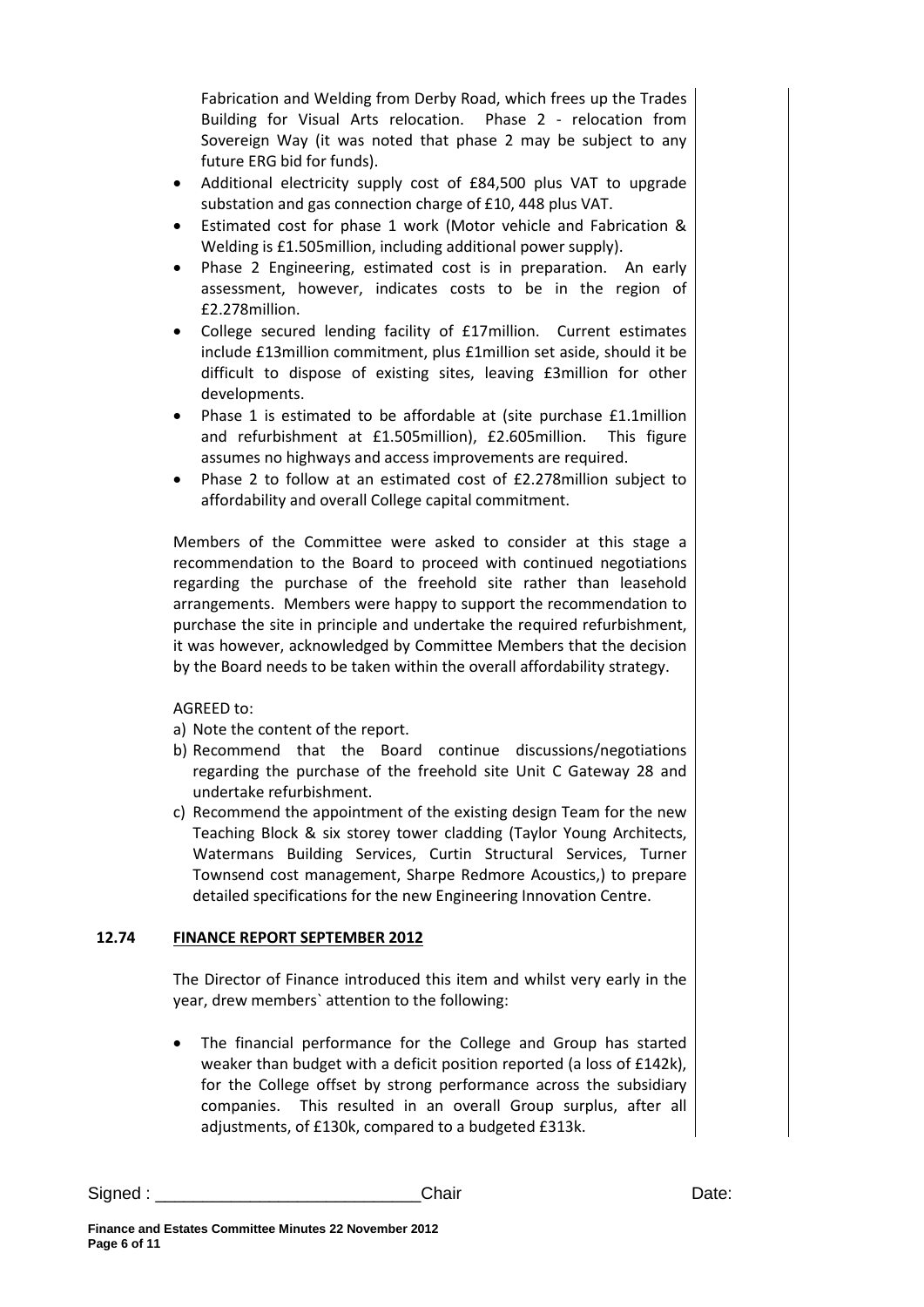Fabrication and Welding from Derby Road, which frees up the Trades Building for Visual Arts relocation. Phase 2 - relocation from Sovereign Way (it was noted that phase 2 may be subject to any future ERG bid for funds).

- Additional electricity supply cost of £84,500 plus VAT to upgrade substation and gas connection charge of £10, 448 plus VAT.
- Estimated cost for phase 1 work (Motor vehicle and Fabrication & Welding is £1.505million, including additional power supply).
- Phase 2 Engineering, estimated cost is in preparation. An early assessment, however, indicates costs to be in the region of £2.278million.
- College secured lending facility of £17million. Current estimates include £13million commitment, plus £1million set aside, should it be difficult to dispose of existing sites, leaving £3million for other developments.
- Phase 1 is estimated to be affordable at (site purchase £1.1million and refurbishment at £1.505million), £2.605million. This figure assumes no highways and access improvements are required.
- Phase 2 to follow at an estimated cost of £2.278million subject to affordability and overall College capital commitment.

Members of the Committee were asked to consider at this stage a recommendation to the Board to proceed with continued negotiations regarding the purchase of the freehold site rather than leasehold arrangements. Members were happy to support the recommendation to purchase the site in principle and undertake the required refurbishment, it was however, acknowledged by Committee Members that the decision by the Board needs to be taken within the overall affordability strategy.

AGREED to:

a) Note the content of the report.
b) Recommend that the Board continue discussions/negotiations regarding the purchase of the freehold site Unit C Gateway 28 and undertake refurbishment.
c) Recommend the appointment of the existing design Team for the new Teaching Block & six storey tower cladding (Taylor Young Architects, Watermans Building Services, Curtin Structural Services, Turner Townsend cost management, Sharpe Redmore Acoustics,) to prepare detailed specifications for the new Engineering Innovation Centre.

**12.74** **FINANCE REPORT SEPTEMBER 2012**

The Director of Finance introduced this item and whilst very early in the year, drew members` attention to the following:

- The financial performance for the College and Group has started weaker than budget with a deficit position reported (a loss of £142k), for the College offset by strong performance across the subsidiary companies. This resulted in an overall Group surplus, after all adjustments, of £130k, compared to a budgeted £313k.

Signed : ___________________________Chair Date: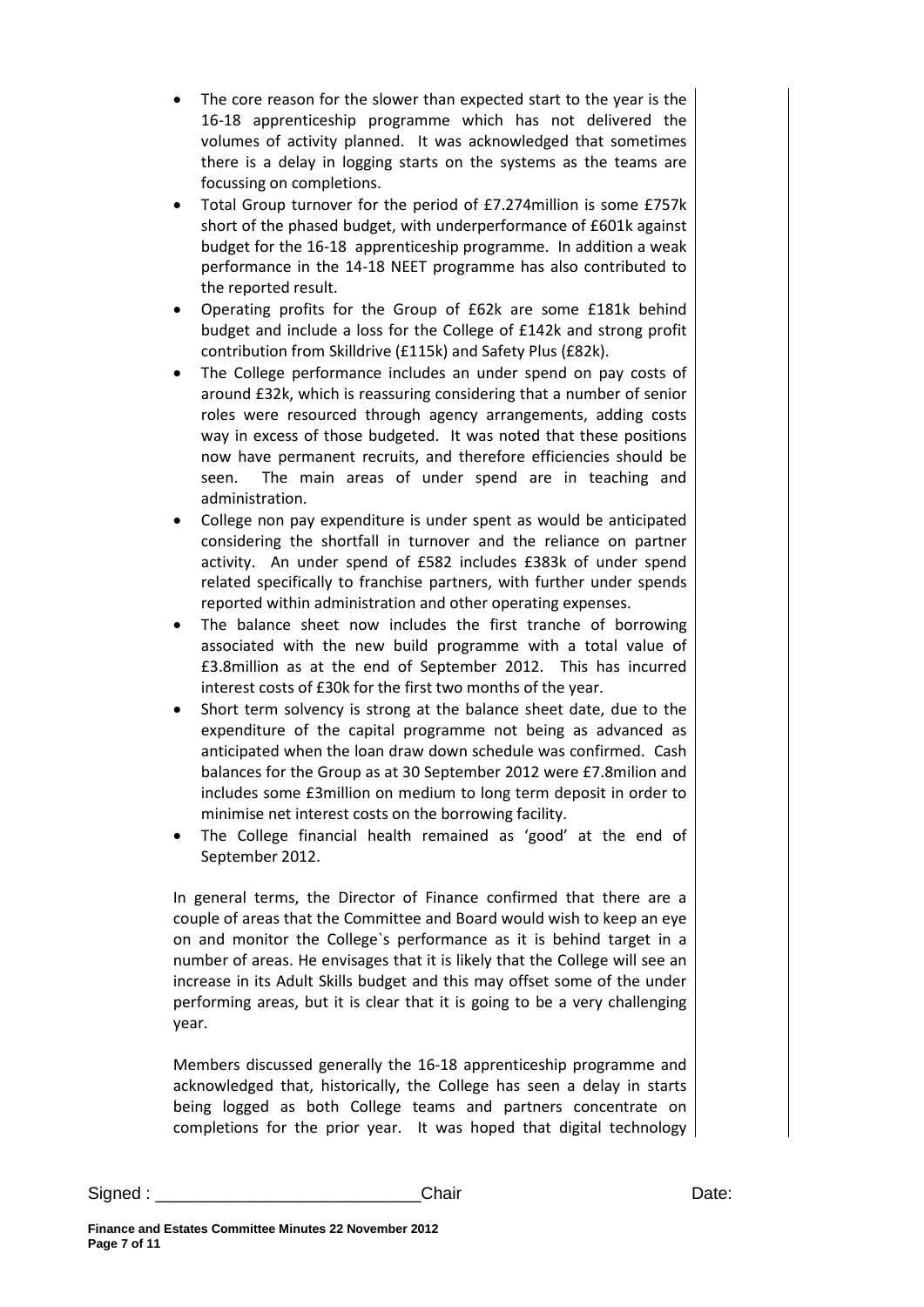- The core reason for the slower than expected start to the year is the 16-18 apprenticeship programme which has not delivered the volumes of activity planned. It was acknowledged that sometimes there is a delay in logging starts on the systems as the teams are focussing on completions.
- Total Group turnover for the period of £7.274million is some £757k short of the phased budget, with underperformance of £601k against budget for the 16-18 apprenticeship programme. In addition a weak performance in the 14-18 NEET programme has also contributed to the reported result.
- Operating profits for the Group of £62k are some £181k behind budget and include a loss for the College of £142k and strong profit contribution from Skilldrive (£115k) and Safety Plus (£82k).
- The College performance includes an under spend on pay costs of around £32k, which is reassuring considering that a number of senior roles were resourced through agency arrangements, adding costs way in excess of those budgeted. It was noted that these positions now have permanent recruits, and therefore efficiencies should be seen. The main areas of under spend are in teaching and administration.
- College non pay expenditure is under spent as would be anticipated considering the shortfall in turnover and the reliance on partner activity. An under spend of £582 includes £383k of under spend related specifically to franchise partners, with further under spends reported within administration and other operating expenses.
- The balance sheet now includes the first tranche of borrowing associated with the new build programme with a total value of £3.8million as at the end of September 2012. This has incurred interest costs of £30k for the first two months of the year.
- Short term solvency is strong at the balance sheet date, due to the expenditure of the capital programme not being as advanced as anticipated when the loan draw down schedule was confirmed. Cash balances for the Group as at 30 September 2012 were £7.8milion and includes some £3million on medium to long term deposit in order to minimise net interest costs on the borrowing facility.
- The College financial health remained as 'good' at the end of September 2012.

In general terms, the Director of Finance confirmed that there are a couple of areas that the Committee and Board would wish to keep an eye on and monitor the College`s performance as it is behind target in a number of areas. He envisages that it is likely that the College will see an increase in its Adult Skills budget and this may offset some of the under performing areas, but it is clear that it is going to be a very challenging year.

Members discussed generally the 16-18 apprenticeship programme and acknowledged that, historically, the College has seen a delay in starts being logged as both College teams and partners concentrate on completions for the prior year. It was hoped that digital technology

Signed : ____________________________Chair Date: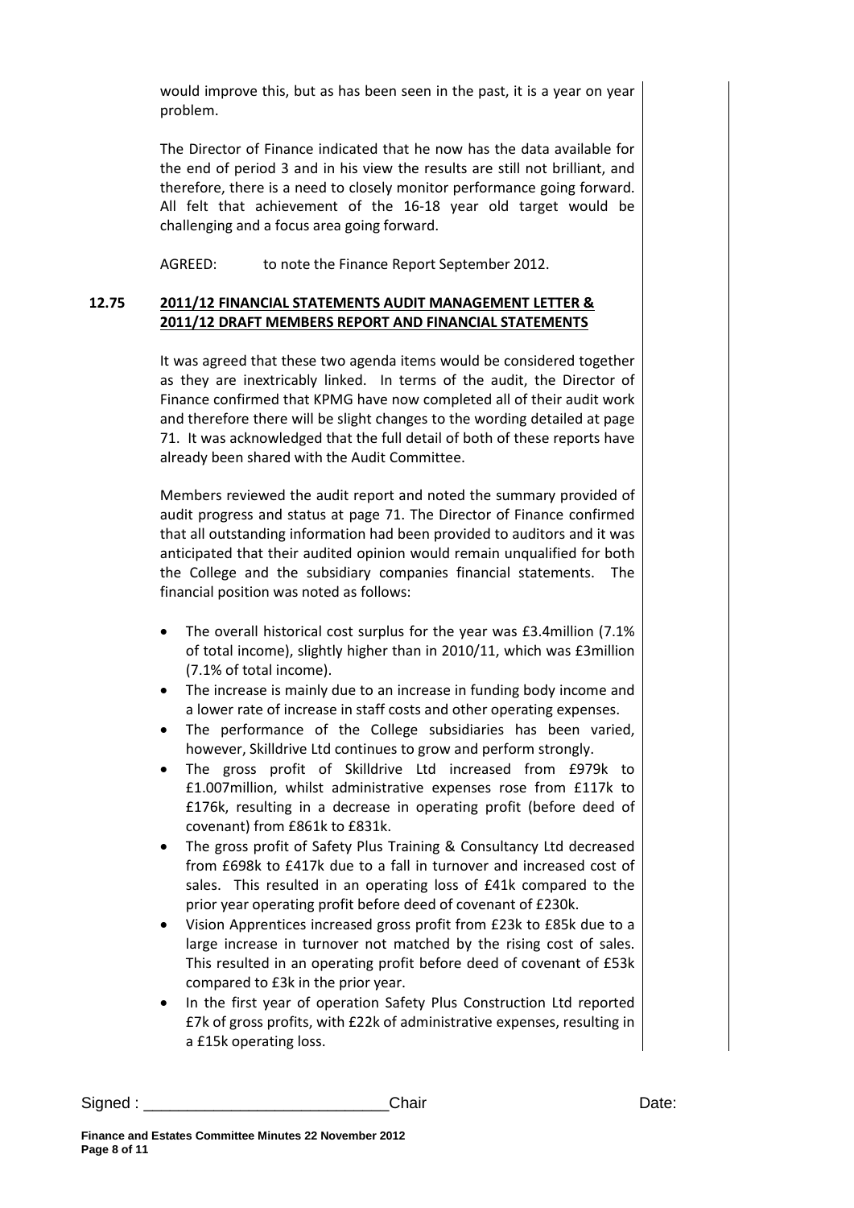would improve this, but as has been seen in the past, it is a year on year problem.

The Director of Finance indicated that he now has the data available for the end of period 3 and in his view the results are still not brilliant, and therefore, there is a need to closely monitor performance going forward. All felt that achievement of the 16-18 year old target would be challenging and a focus area going forward.

AGREED: to note the Finance Report September 2012.

## 12.75 2011/12 FINANCIAL STATEMENTS AUDIT MANAGEMENT LETTER & 2011/12 DRAFT MEMBERS REPORT AND FINANCIAL STATEMENTS

It was agreed that these two agenda items would be considered together as they are inextricably linked. In terms of the audit, the Director of Finance confirmed that KPMG have now completed all of their audit work and therefore there will be slight changes to the wording detailed at page 71. It was acknowledged that the full detail of both of these reports have already been shared with the Audit Committee.

Members reviewed the audit report and noted the summary provided of audit progress and status at page 71. The Director of Finance confirmed that all outstanding information had been provided to auditors and it was anticipated that their audited opinion would remain unqualified for both the College and the subsidiary companies financial statements. The financial position was noted as follows:

- The overall historical cost surplus for the year was £3.4million (7.1% of total income), slightly higher than in 2010/11, which was £3million (7.1% of total income).
- The increase is mainly due to an increase in funding body income and a lower rate of increase in staff costs and other operating expenses.
- The performance of the College subsidiaries has been varied, however, Skilldrive Ltd continues to grow and perform strongly.
- The gross profit of Skilldrive Ltd increased from £979k to £1.007million, whilst administrative expenses rose from £117k to £176k, resulting in a decrease in operating profit (before deed of covenant) from £861k to £831k.
- The gross profit of Safety Plus Training & Consultancy Ltd decreased from £698k to £417k due to a fall in turnover and increased cost of sales. This resulted in an operating loss of £41k compared to the prior year operating profit before deed of covenant of £230k.
- Vision Apprentices increased gross profit from £23k to £85k due to a large increase in turnover not matched by the rising cost of sales. This resulted in an operating profit before deed of covenant of £53k compared to £3k in the prior year.
- In the first year of operation Safety Plus Construction Ltd reported £7k of gross profits, with £22k of administrative expenses, resulting in a £15k operating loss.

Signed : \_\_\_\_\_\_\_\_\_\_\_\_\_\_\_\_\_\_\_\_\_\_\_\_\_\_\_\_ Chair Date: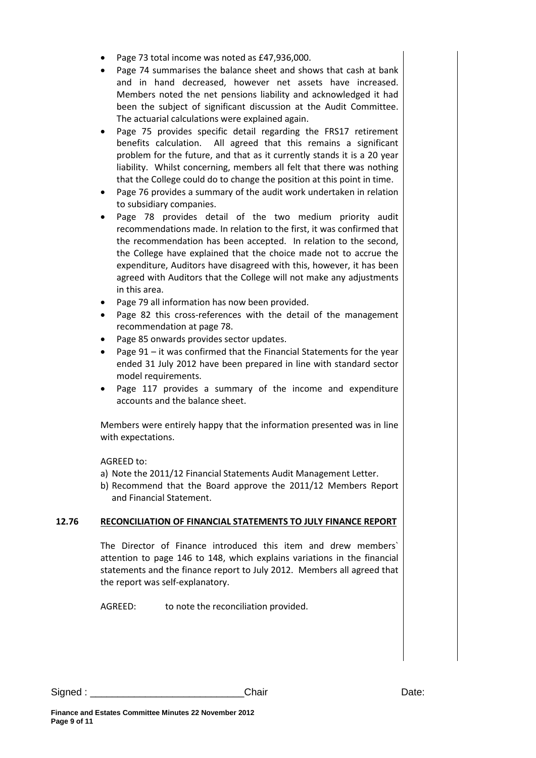- Page 73 total income was noted as £47,936,000.
- Page 74 summarises the balance sheet and shows that cash at bank and in hand decreased, however net assets have increased. Members noted the net pensions liability and acknowledged it had been the subject of significant discussion at the Audit Committee. The actuarial calculations were explained again.
- Page 75 provides specific detail regarding the FRS17 retirement benefits calculation. All agreed that this remains a significant problem for the future, and that as it currently stands it is a 20 year liability. Whilst concerning, members all felt that there was nothing that the College could do to change the position at this point in time.
- Page 76 provides a summary of the audit work undertaken in relation to subsidiary companies.
- Page 78 provides detail of the two medium priority audit recommendations made. In relation to the first, it was confirmed that the recommendation has been accepted. In relation to the second, the College have explained that the choice made not to accrue the expenditure, Auditors have disagreed with this, however, it has been agreed with Auditors that the College will not make any adjustments in this area.
- Page 79 all information has now been provided.
- Page 82 this cross-references with the detail of the management recommendation at page 78.
- Page 85 onwards provides sector updates.
- Page 91 – it was confirmed that the Financial Statements for the year ended 31 July 2012 have been prepared in line with standard sector model requirements.
- Page 117 provides a summary of the income and expenditure accounts and the balance sheet.

Members were entirely happy that the information presented was in line with expectations.

AGREED to:

a) Note the 2011/12 Financial Statements Audit Management Letter.
b) Recommend that the Board approve the 2011/12 Members Report and Financial Statement.

**12.76 RECONCILIATION OF FINANCIAL STATEMENTS TO JULY FINANCE REPORT**

The Director of Finance introduced this item and drew members` attention to page 146 to 148, which explains variations in the financial statements and the finance report to July 2012. Members all agreed that the report was self-explanatory.

AGREED: to note the reconciliation provided.

Signed : ___________________________Chair Date: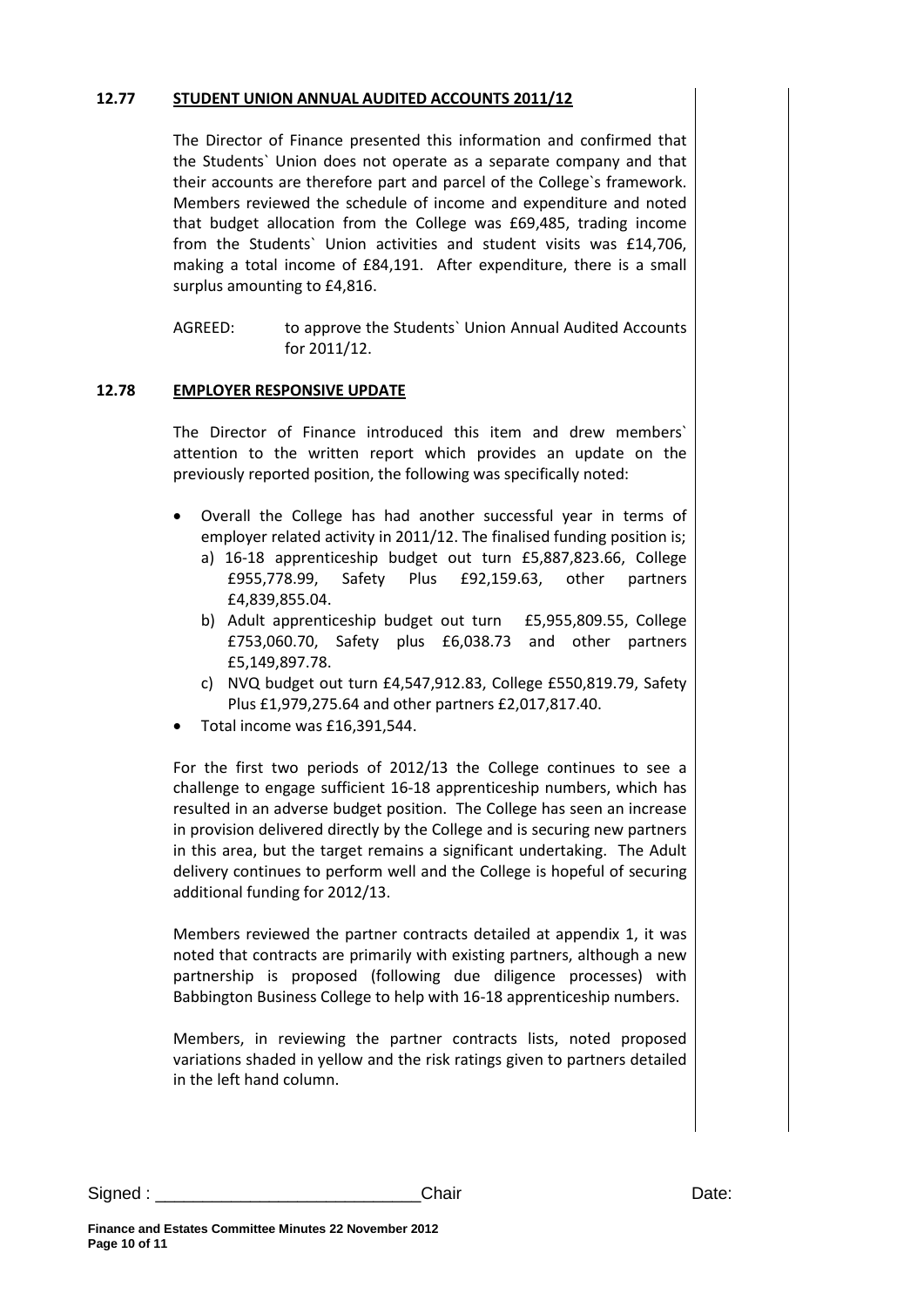## 12.77 STUDENT UNION ANNUAL AUDITED ACCOUNTS 2011/12

The Director of Finance presented this information and confirmed that the Students` Union does not operate as a separate company and that their accounts are therefore part and parcel of the College`s framework. Members reviewed the schedule of income and expenditure and noted that budget allocation from the College was £69,485, trading income from the Students` Union activities and student visits was £14,706, making a total income of £84,191. After expenditure, there is a small surplus amounting to £4,816.

AGREED: to approve the Students` Union Annual Audited Accounts for 2011/12.

## 12.78 EMPLOYER RESPONSIVE UPDATE

The Director of Finance introduced this item and drew members` attention to the written report which provides an update on the previously reported position, the following was specifically noted:

- Overall the College has had another successful year in terms of employer related activity in 2011/12. The finalised funding position is;
  a) 16-18 apprenticeship budget out turn £5,887,823.66, College £955,778.99, Safety Plus £92,159.63, other partners £4,839,855.04.
  b) Adult apprenticeship budget out turn £5,955,809.55, College £753,060.70, Safety plus £6,038.73 and other partners £5,149,897.78.
  c) NVQ budget out turn £4,547,912.83, College £550,819.79, Safety Plus £1,979,275.64 and other partners £2,017,817.40.
- Total income was £16,391,544.

For the first two periods of 2012/13 the College continues to see a challenge to engage sufficient 16-18 apprenticeship numbers, which has resulted in an adverse budget position. The College has seen an increase in provision delivered directly by the College and is securing new partners in this area, but the target remains a significant undertaking. The Adult delivery continues to perform well and the College is hopeful of securing additional funding for 2012/13.

Members reviewed the partner contracts detailed at appendix 1, it was noted that contracts are primarily with existing partners, although a new partnership is proposed (following due diligence processes) with Babbington Business College to help with 16-18 apprenticeship numbers.

Members, in reviewing the partner contracts lists, noted proposed variations shaded in yellow and the risk ratings given to partners detailed in the left hand column.

Signed : ___________________________Chair Date: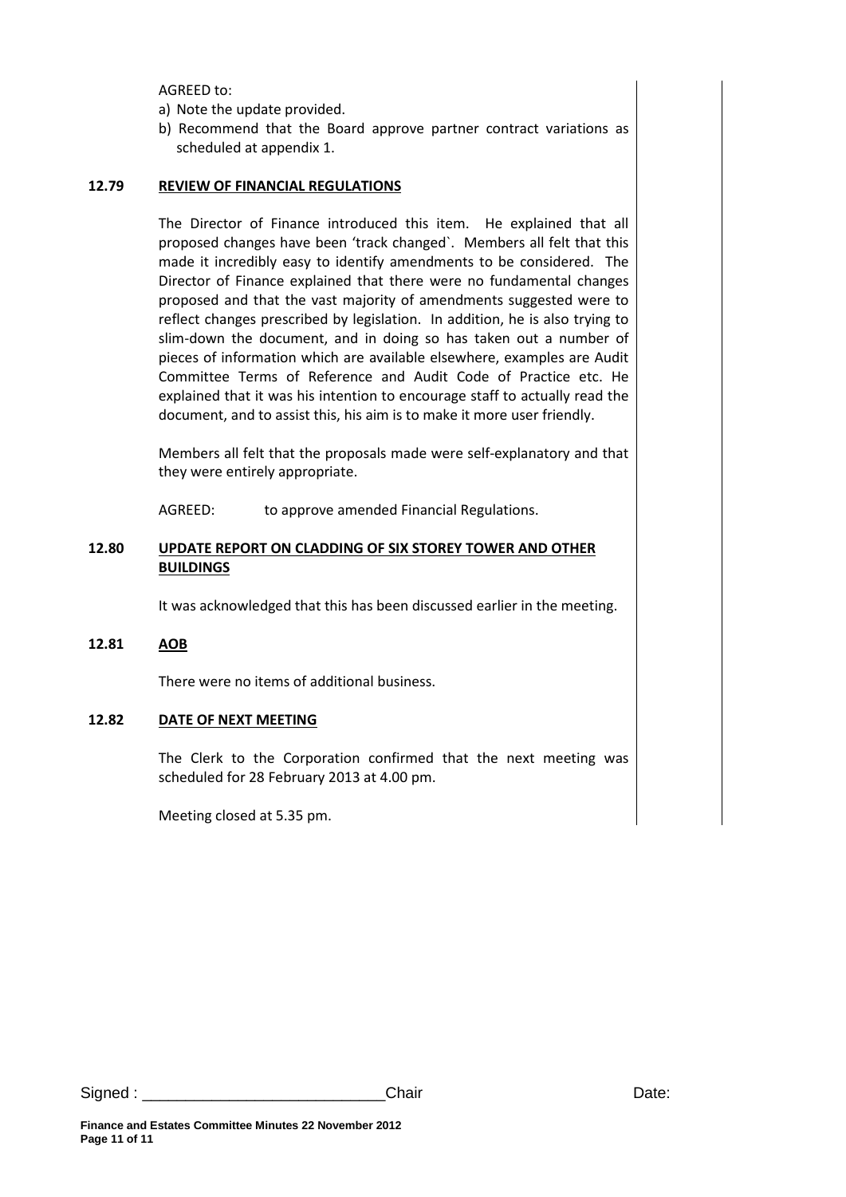AGREED to:

a) Note the update provided.
b) Recommend that the Board approve partner contract variations as scheduled at appendix 1.

**12.79 REVIEW OF FINANCIAL REGULATIONS**

The Director of Finance introduced this item. He explained that all proposed changes have been 'track changed`. Members all felt that this made it incredibly easy to identify amendments to be considered. The Director of Finance explained that there were no fundamental changes proposed and that the vast majority of amendments suggested were to reflect changes prescribed by legislation. In addition, he is also trying to slim-down the document, and in doing so has taken out a number of pieces of information which are available elsewhere, examples are Audit Committee Terms of Reference and Audit Code of Practice etc. He explained that it was his intention to encourage staff to actually read the document, and to assist this, his aim is to make it more user friendly.

Members all felt that the proposals made were self-explanatory and that they were entirely appropriate.

AGREED: to approve amended Financial Regulations.

**12.80 UPDATE REPORT ON CLADDING OF SIX STOREY TOWER AND OTHER BUILDINGS**

It was acknowledged that this has been discussed earlier in the meeting.

**12.81 AOB**

There were no items of additional business.

**12.82 DATE OF NEXT MEETING**

The Clerk to the Corporation confirmed that the next meeting was scheduled for 28 February 2013 at 4.00 pm.

Meeting closed at 5.35 pm.

Signed : ____________________________Chair Date: